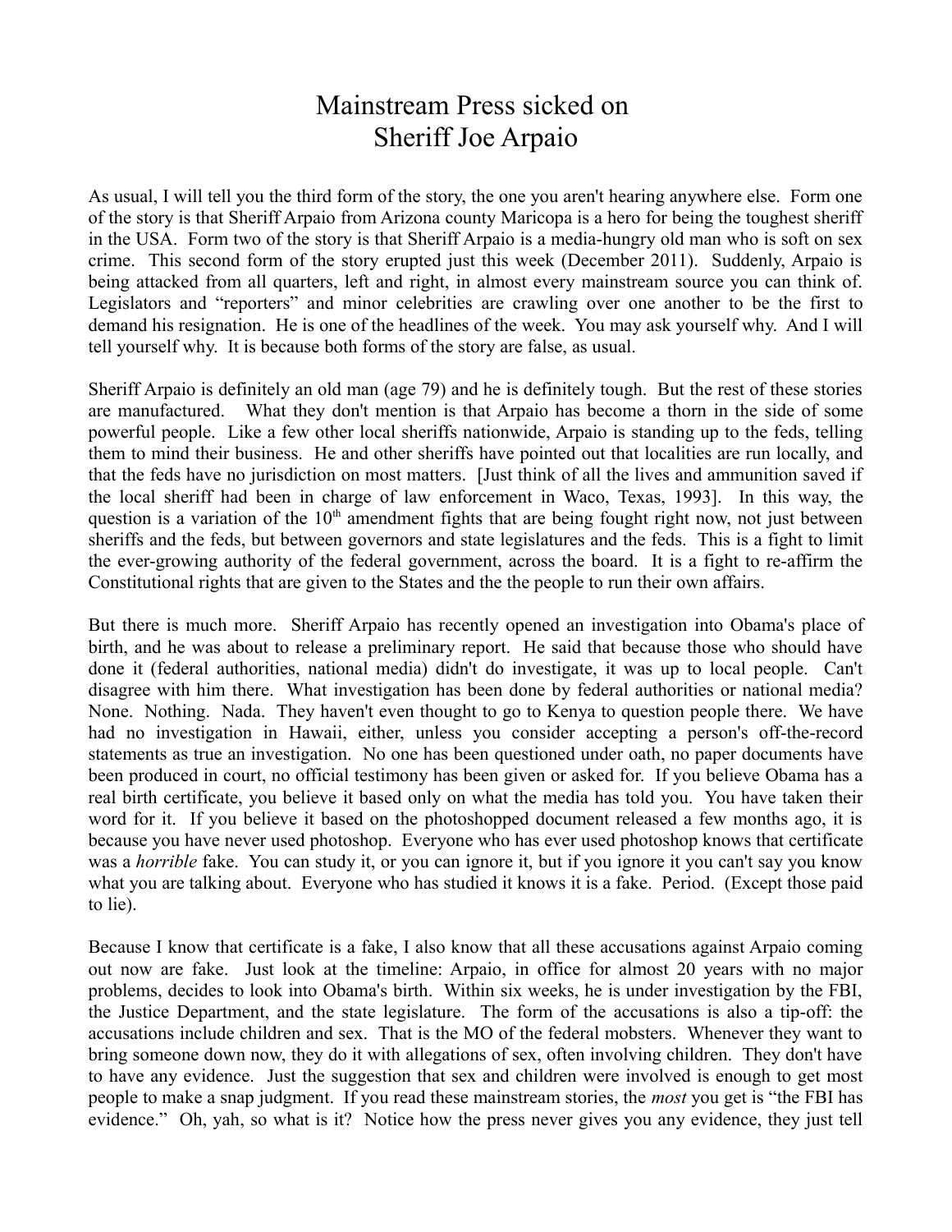# Mainstream Press sicked on Sheriff Joe Arpaio

As usual, I will tell you the third form of the story, the one you aren't hearing anywhere else. Form one of the story is that Sheriff Arpaio from Arizona county Maricopa is a hero for being the toughest sheriff in the USA. Form two of the story is that Sheriff Arpaio is a media-hungry old man who is soft on sex crime. This second form of the story erupted just this week (December 2011). Suddenly, Arpaio is being attacked from all quarters, left and right, in almost every mainstream source you can think of. Legislators and "reporters" and minor celebrities are crawling over one another to be the first to demand his resignation. He is one of the headlines of the week. You may ask yourself why. And I will tell yourself why. It is because both forms of the story are false, as usual.

Sheriff Arpaio is definitely an old man (age 79) and he is definitely tough. But the rest of these stories are manufactured. What they don't mention is that Arpaio has become a thorn in the side of some powerful people. Like a few other local sheriffs nationwide, Arpaio is standing up to the feds, telling them to mind their business. He and other sheriffs have pointed out that localities are run locally, and that the feds have no jurisdiction on most matters. [Just think of all the lives and ammunition saved if the local sheriff had been in charge of law enforcement in Waco, Texas, 1993]. In this way, the question is a variation of the 10th amendment fights that are being fought right now, not just between sheriffs and the feds, but between governors and state legislatures and the feds. This is a fight to limit the ever-growing authority of the federal government, across the board. It is a fight to re-affirm the Constitutional rights that are given to the States and the the people to run their own affairs.

But there is much more. Sheriff Arpaio has recently opened an investigation into Obama's place of birth, and he was about to release a preliminary report. He said that because those who should have done it (federal authorities, national media) didn't do investigate, it was up to local people. Can't disagree with him there. What investigation has been done by federal authorities or national media? None. Nothing. Nada. They haven't even thought to go to Kenya to question people there. We have had no investigation in Hawaii, either, unless you consider accepting a person's off-the-record statements as true an investigation. No one has been questioned under oath, no paper documents have been produced in court, no official testimony has been given or asked for. If you believe Obama has a real birth certificate, you believe it based only on what the media has told you. You have taken their word for it. If you believe it based on the photoshopped document released a few months ago, it is because you have never used photoshop. Everyone who has ever used photoshop knows that certificate was a *horrible* fake. You can study it, or you can ignore it, but if you ignore it you can't say you know what you are talking about. Everyone who has studied it knows it is a fake. Period. (Except those paid to lie).

Because I know that certificate is a fake, I also know that all these accusations against Arpaio coming out now are fake. Just look at the timeline: Arpaio, in office for almost 20 years with no major problems, decides to look into Obama's birth. Within six weeks, he is under investigation by the FBI, the Justice Department, and the state legislature. The form of the accusations is also a tip-off: the accusations include children and sex. That is the MO of the federal mobsters. Whenever they want to bring someone down now, they do it with allegations of sex, often involving children. They don't have to have any evidence. Just the suggestion that sex and children were involved is enough to get most people to make a snap judgment. If you read these mainstream stories, the *most* you get is "the FBI has evidence." Oh, yah, so what is it? Notice how the press never gives you any evidence, they just tell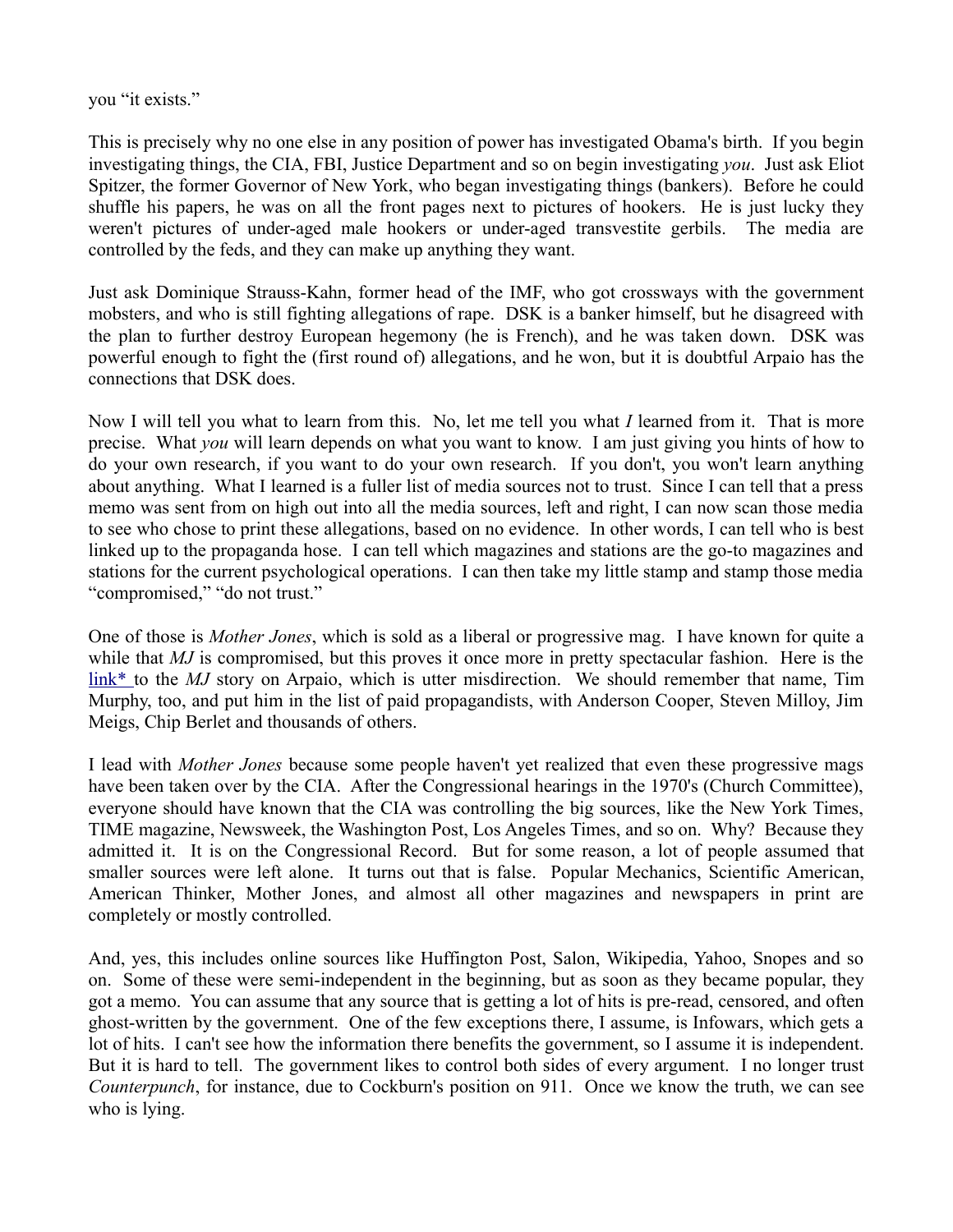you "it exists."

This is precisely why no one else in any position of power has investigated Obama's birth. If you begin investigating things, the CIA, FBI, Justice Department and so on begin investigating *you*. Just ask Eliot Spitzer, the former Governor of New York, who began investigating things (bankers). Before he could shuffle his papers, he was on all the front pages next to pictures of hookers. He is just lucky they weren't pictures of under-aged male hookers or under-aged transvestite gerbils. The media are controlled by the feds, and they can make up anything they want.

Just ask Dominique Strauss-Kahn, former head of the IMF, who got crossways with the government mobsters, and who is still fighting allegations of rape. DSK is a banker himself, but he disagreed with the plan to further destroy European hegemony (he is French), and he was taken down. DSK was powerful enough to fight the (first round of) allegations, and he won, but it is doubtful Arpaio has the connections that DSK does.

Now I will tell you what to learn from this. No, let me tell you what *I* learned from it. That is more precise. What *you* will learn depends on what you want to know. I am just giving you hints of how to do your own research, if you want to do your own research. If you don't, you won't learn anything about anything. What I learned is a fuller list of media sources not to trust. Since I can tell that a press memo was sent from on high out into all the media sources, left and right, I can now scan those media to see who chose to print these allegations, based on no evidence. In other words, I can tell who is best linked up to the propaganda hose. I can tell which magazines and stations are the go-to magazines and stations for the current psychological operations. I can then take my little stamp and stamp those media "compromised," "do not trust."

One of those is *Mother Jones*, which is sold as a liberal or progressive mag. I have known for quite a while that *MJ* is compromised, but this proves it once more in pretty spectacular fashion. Here is the link* to the *MJ* story on Arpaio, which is utter misdirection. We should remember that name, Tim Murphy, too, and put him in the list of paid propagandists, with Anderson Cooper, Steven Milloy, Jim Meigs, Chip Berlet and thousands of others.

I lead with *Mother Jones* because some people haven't yet realized that even these progressive mags have been taken over by the CIA. After the Congressional hearings in the 1970's (Church Committee), everyone should have known that the CIA was controlling the big sources, like the New York Times, TIME magazine, Newsweek, the Washington Post, Los Angeles Times, and so on. Why? Because they admitted it. It is on the Congressional Record. But for some reason, a lot of people assumed that smaller sources were left alone. It turns out that is false. Popular Mechanics, Scientific American, American Thinker, Mother Jones, and almost all other magazines and newspapers in print are completely or mostly controlled.

And, yes, this includes online sources like Huffington Post, Salon, Wikipedia, Yahoo, Snopes and so on. Some of these were semi-independent in the beginning, but as soon as they became popular, they got a memo. You can assume that any source that is getting a lot of hits is pre-read, censored, and often ghost-written by the government. One of the few exceptions there, I assume, is Infowars, which gets a lot of hits. I can't see how the information there benefits the government, so I assume it is independent. But it is hard to tell. The government likes to control both sides of every argument. I no longer trust *Counterpunch*, for instance, due to Cockburn's position on 911. Once we know the truth, we can see who is lying.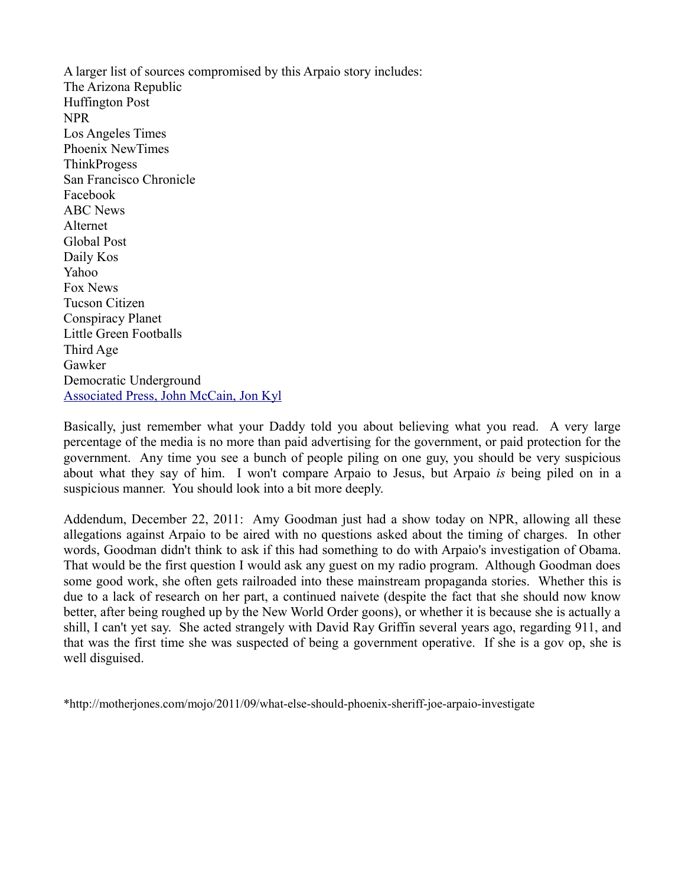A larger list of sources compromised by this Arpaio story includes:
The Arizona Republic
Huffington Post
NPR
Los Angeles Times
Phoenix NewTimes
ThinkProgess
San Francisco Chronicle
Facebook
ABC News
Alternet
Global Post
Daily Kos
Yahoo
Fox News
Tucson Citizen
Conspiracy Planet
Little Green Footballs
Third Age
Gawker
Democratic Underground
Associated Press, John McCain, Jon Kyl

Basically, just remember what your Daddy told you about believing what you read. A very large percentage of the media is no more than paid advertising for the government, or paid protection for the government. Any time you see a bunch of people piling on one guy, you should be very suspicious about what they say of him. I won't compare Arpaio to Jesus, but Arpaio *is* being piled on in a suspicious manner. You should look into a bit more deeply.

Addendum, December 22, 2011: Amy Goodman just had a show today on NPR, allowing all these allegations against Arpaio to be aired with no questions asked about the timing of charges. In other words, Goodman didn't think to ask if this had something to do with Arpaio's investigation of Obama. That would be the first question I would ask any guest on my radio program. Although Goodman does some good work, she often gets railroaded into these mainstream propaganda stories. Whether this is due to a lack of research on her part, a continued naivete (despite the fact that she should now know better, after being roughed up by the New World Order goons), or whether it is because she is actually a shill, I can't yet say. She acted strangely with David Ray Griffin several years ago, regarding 911, and that was the first time she was suspected of being a government operative. If she is a gov op, she is well disguised.

*http://motherjones.com/mojo/2011/09/what-else-should-phoenix-sheriff-joe-arpaio-investigate